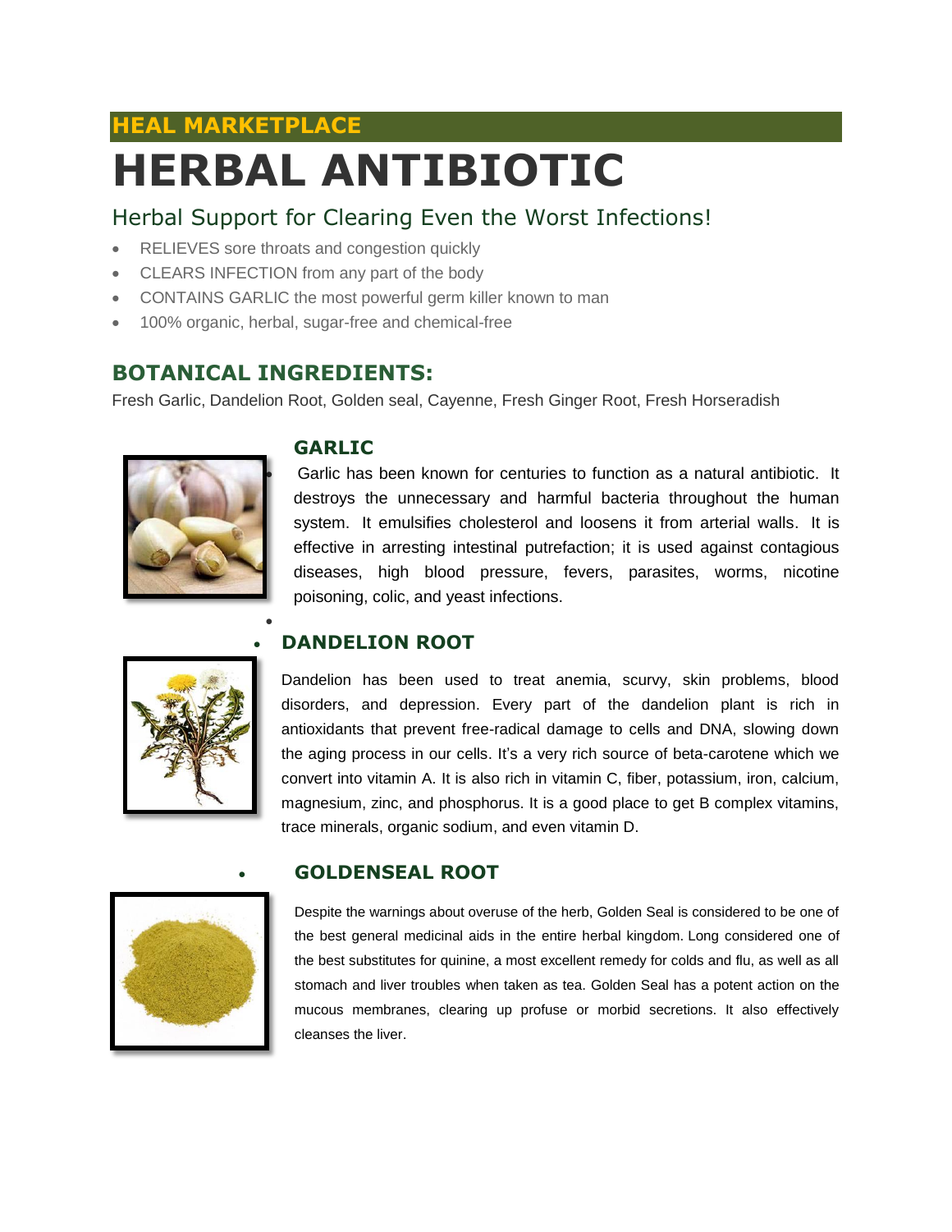## HEAL MARKETPLACE

# HERBAL ANTIBIOTIC

## Herbal Support for Clearing Even the Worst Infections!

- RELIEVES sore throats and congestion quickly
- CLEARS INFECTION from any part of the body
- CONTAINS GARLIC the most powerful germ killer known to man
- 100% organic, herbal, sugar-free and chemical-free

## BOTANICAL INGREDIENTS:

Fresh Garlic, Dandelion Root, Golden seal, Cayenne, Fresh Ginger Root, Fresh Horseradish

### GARLIC

Garlic has been known for centuries to function as a natural antibiotic. It destroys the unnecessary and harmful bacteria throughout the human system. It emulsifies cholesterol and loosens it from arterial walls. It is effective in arresting intestinal putrefaction; it is used against contagious diseases, high blood pressure, fevers, parasites, worms, nicotine poisoning, colic, and yeast infections.

### DANDELION ROOT

Dandelion has been used to treat anemia, scurvy, skin problems, blood disorders, and depression. Every part of the dandelion plant is rich in antioxidants that prevent free-radical damage to cells and DNA, slowing down the aging process in our cells. It's a very rich source of beta-carotene which we convert into vitamin A. It is also rich in vitamin C, fiber, potassium, iron, calcium, magnesium, zinc, and phosphorus. It is a good place to get B complex vitamins, trace minerals, organic sodium, and even vitamin D.

### GOLDENSEAL ROOT

Despite the warnings about overuse of the herb, Golden Seal is considered to be one of the best general medicinal aids in the entire herbal kingdom. Long considered one of the best substitutes for quinine, a most excellent remedy for colds and flu, as well as all stomach and liver troubles when taken as tea. Golden Seal has a potent action on the mucous membranes, clearing up profuse or morbid secretions. It also effectively cleanses the liver.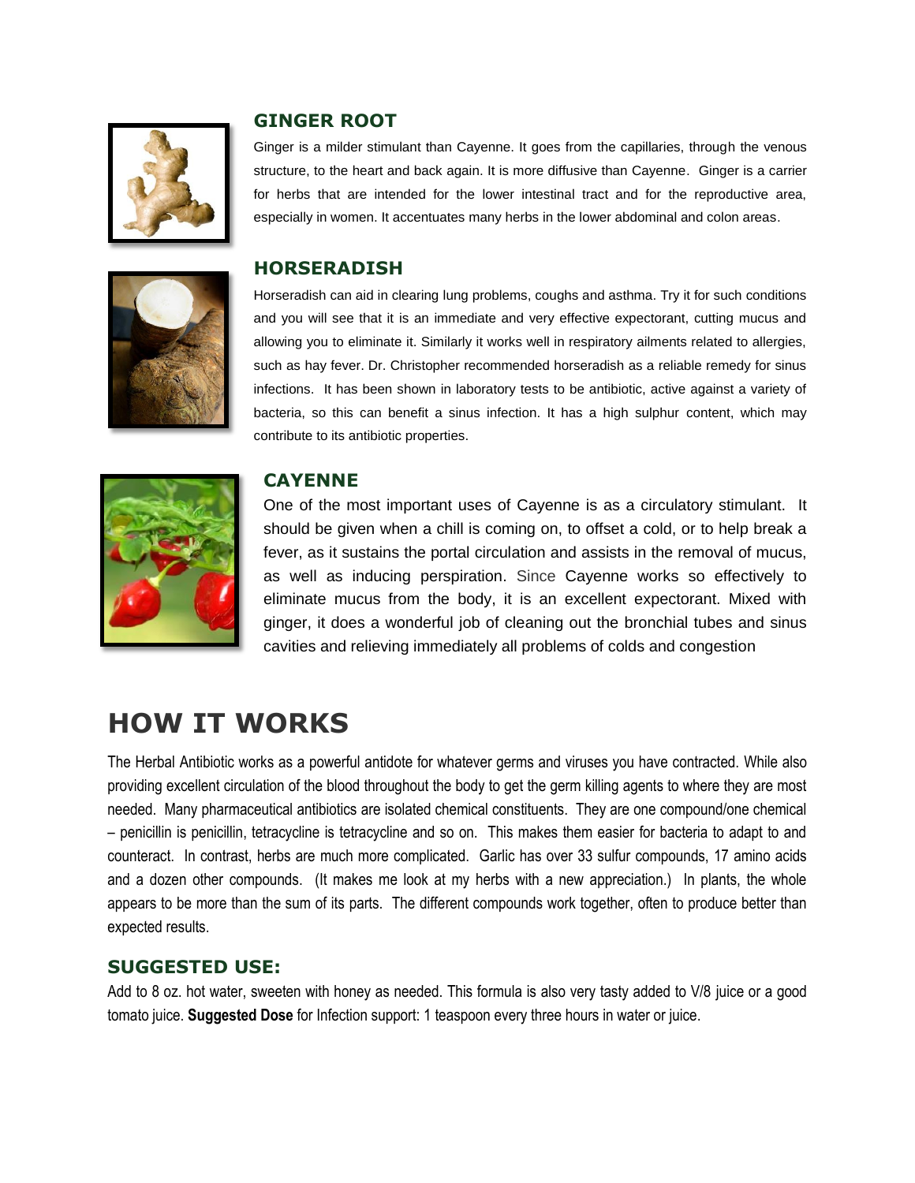## GINGER ROOT

Ginger is a milder stimulant than Cayenne. It goes from the capillaries, through the venous structure, to the heart and back again. It is more diffusive than Cayenne. Ginger is a carrier for herbs that are intended for the lower intestinal tract and for the reproductive area, especially in women. It accentuates many herbs in the lower abdominal and colon areas.

## HORSERADISH

Horseradish can aid in clearing lung problems, coughs and asthma. Try it for such conditions and you will see that it is an immediate and very effective expectorant, cutting mucus and allowing you to eliminate it. Similarly it works well in respiratory ailments related to allergies, such as hay fever. Dr. Christopher recommended horseradish as a reliable remedy for sinus infections. It has been shown in laboratory tests to be antibiotic, active against a variety of bacteria, so this can benefit a sinus infection. It has a high sulphur content, which may contribute to its antibiotic properties.

## CAYENNE

One of the most important uses of Cayenne is as a circulatory stimulant. It should be given when a chill is coming on, to offset a cold, or to help break a fever, as it sustains the portal circulation and assists in the removal of mucus, as well as inducing perspiration. Since Cayenne works so effectively to eliminate mucus from the body, it is an excellent expectorant. Mixed with ginger, it does a wonderful job of cleaning out the bronchial tubes and sinus cavities and relieving immediately all problems of colds and congestion

# HOW IT WORKS

The Herbal Antibiotic works as a powerful antidote for whatever germs and viruses you have contracted. While also providing excellent circulation of the blood throughout the body to get the germ killing agents to where they are most needed. Many pharmaceutical antibiotics are isolated chemical constituents. They are one compound/one chemical – penicillin is penicillin, tetracycline is tetracycline and so on. This makes them easier for bacteria to adapt to and counteract. In contrast, herbs are much more complicated. Garlic has over 33 sulfur compounds, 17 amino acids and a dozen other compounds. (It makes me look at my herbs with a new appreciation.) In plants, the whole appears to be more than the sum of its parts. The different compounds work together, often to produce better than expected results.

## SUGGESTED USE:

Add to 8 oz. hot water, sweeten with honey as needed. This formula is also very tasty added to V/8 juice or a good tomato juice. **Suggested Dose** for Infection support: 1 teaspoon every three hours in water or juice.